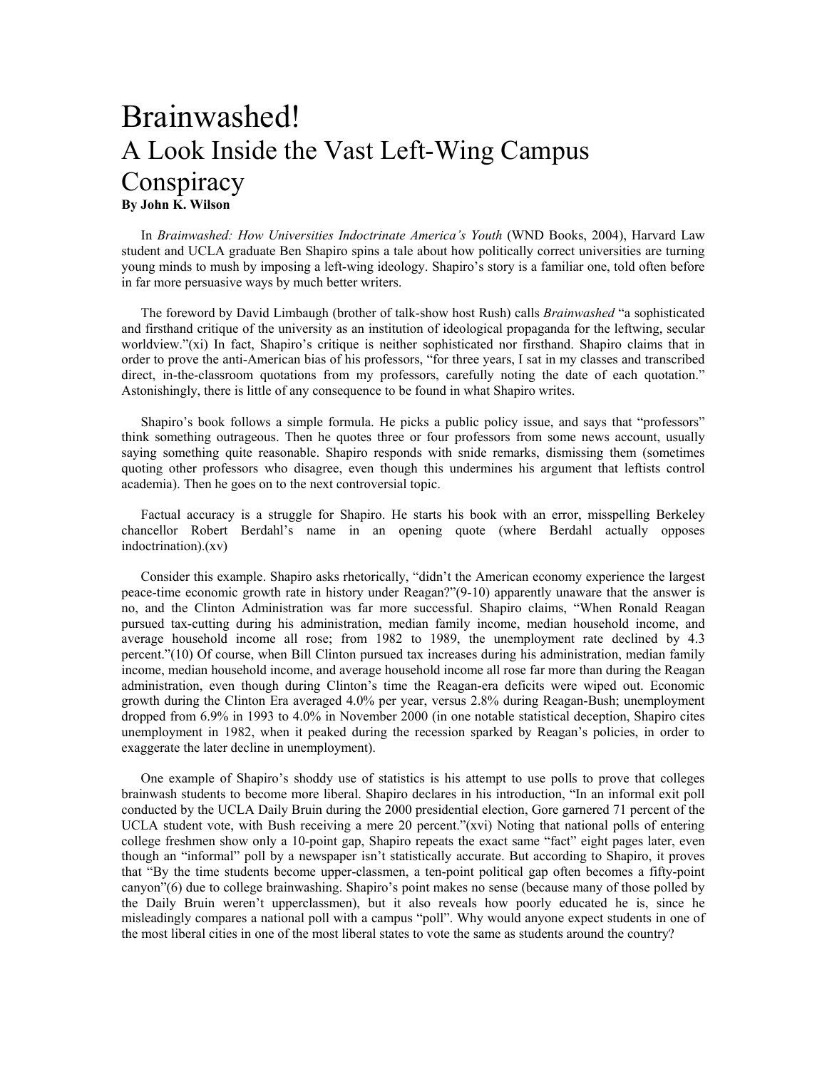# Brainwashed!
## A Look Inside the Vast Left-Wing Campus Conspiracy

**By John K. Wilson**

In *Brainwashed: How Universities Indoctrinate America's Youth* (WND Books, 2004), Harvard Law student and UCLA graduate Ben Shapiro spins a tale about how politically correct universities are turning young minds to mush by imposing a left-wing ideology. Shapiro's story is a familiar one, told often before in far more persuasive ways by much better writers.

The foreword by David Limbaugh (brother of talk-show host Rush) calls *Brainwashed* "a sophisticated and firsthand critique of the university as an institution of ideological propaganda for the leftwing, secular worldview."(xi) In fact, Shapiro's critique is neither sophisticated nor firsthand. Shapiro claims that in order to prove the anti-American bias of his professors, "for three years, I sat in my classes and transcribed direct, in-the-classroom quotations from my professors, carefully noting the date of each quotation." Astonishingly, there is little of any consequence to be found in what Shapiro writes.

Shapiro's book follows a simple formula. He picks a public policy issue, and says that "professors" think something outrageous. Then he quotes three or four professors from some news account, usually saying something quite reasonable. Shapiro responds with snide remarks, dismissing them (sometimes quoting other professors who disagree, even though this undermines his argument that leftists control academia). Then he goes on to the next controversial topic.

Factual accuracy is a struggle for Shapiro. He starts his book with an error, misspelling Berkeley chancellor Robert Berdahl's name in an opening quote (where Berdahl actually opposes indoctrination).(xv)

Consider this example. Shapiro asks rhetorically, "didn't the American economy experience the largest peace-time economic growth rate in history under Reagan?"(9-10) apparently unaware that the answer is no, and the Clinton Administration was far more successful. Shapiro claims, "When Ronald Reagan pursued tax-cutting during his administration, median family income, median household income, and average household income all rose; from 1982 to 1989, the unemployment rate declined by 4.3 percent."(10) Of course, when Bill Clinton pursued tax increases during his administration, median family income, median household income, and average household income all rose far more than during the Reagan administration, even though during Clinton's time the Reagan-era deficits were wiped out. Economic growth during the Clinton Era averaged 4.0% per year, versus 2.8% during Reagan-Bush; unemployment dropped from 6.9% in 1993 to 4.0% in November 2000 (in one notable statistical deception, Shapiro cites unemployment in 1982, when it peaked during the recession sparked by Reagan's policies, in order to exaggerate the later decline in unemployment).

One example of Shapiro's shoddy use of statistics is his attempt to use polls to prove that colleges brainwash students to become more liberal. Shapiro declares in his introduction, "In an informal exit poll conducted by the UCLA Daily Bruin during the 2000 presidential election, Gore garnered 71 percent of the UCLA student vote, with Bush receiving a mere 20 percent."(xvi) Noting that national polls of entering college freshmen show only a 10-point gap, Shapiro repeats the exact same "fact" eight pages later, even though an "informal" poll by a newspaper isn't statistically accurate. But according to Shapiro, it proves that "By the time students become upper-classmen, a ten-point political gap often becomes a fifty-point canyon"(6) due to college brainwashing. Shapiro's point makes no sense (because many of those polled by the Daily Bruin weren't upperclassmen), but it also reveals how poorly educated he is, since he misleadingly compares a national poll with a campus "poll". Why would anyone expect students in one of the most liberal cities in one of the most liberal states to vote the same as students around the country?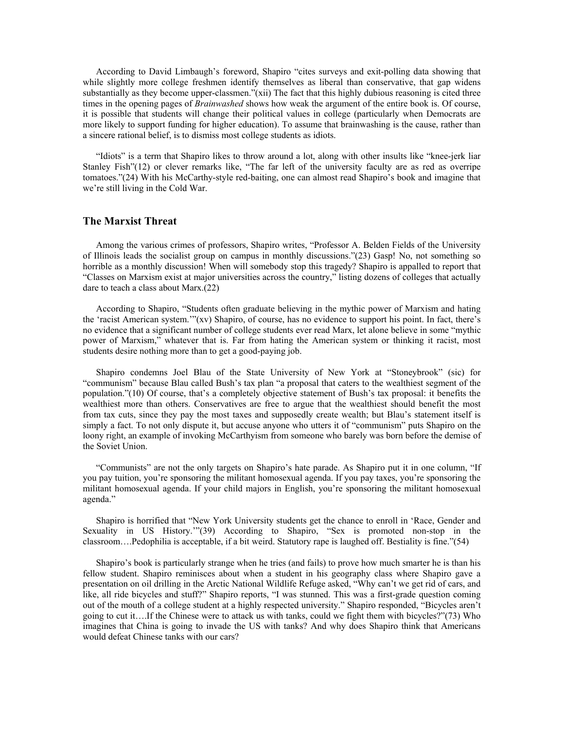According to David Limbaugh's foreword, Shapiro "cites surveys and exit-polling data showing that while slightly more college freshmen identify themselves as liberal than conservative, that gap widens substantially as they become upper-classmen."(xii) The fact that this highly dubious reasoning is cited three times in the opening pages of *Brainwashed* shows how weak the argument of the entire book is. Of course, it is possible that students will change their political values in college (particularly when Democrats are more likely to support funding for higher education). To assume that brainwashing is the cause, rather than a sincere rational belief, is to dismiss most college students as idiots.

"Idiots" is a term that Shapiro likes to throw around a lot, along with other insults like "knee-jerk liar Stanley Fish"(12) or clever remarks like, "The far left of the university faculty are as red as overripe tomatoes."(24) With his McCarthy-style red-baiting, one can almost read Shapiro's book and imagine that we're still living in the Cold War.

## The Marxist Threat

Among the various crimes of professors, Shapiro writes, "Professor A. Belden Fields of the University of Illinois leads the socialist group on campus in monthly discussions."(23) Gasp! No, not something so horrible as a monthly discussion! When will somebody stop this tragedy? Shapiro is appalled to report that "Classes on Marxism exist at major universities across the country," listing dozens of colleges that actually dare to teach a class about Marx.(22)

According to Shapiro, "Students often graduate believing in the mythic power of Marxism and hating the 'racist American system.'"(xv) Shapiro, of course, has no evidence to support his point. In fact, there's no evidence that a significant number of college students ever read Marx, let alone believe in some "mythic power of Marxism," whatever that is. Far from hating the American system or thinking it racist, most students desire nothing more than to get a good-paying job.

Shapiro condemns Joel Blau of the State University of New York at "Stoneybrook" (sic) for "communism" because Blau called Bush's tax plan "a proposal that caters to the wealthiest segment of the population."(10) Of course, that's a completely objective statement of Bush's tax proposal: it benefits the wealthiest more than others. Conservatives are free to argue that the wealthiest should benefit the most from tax cuts, since they pay the most taxes and supposedly create wealth; but Blau's statement itself is simply a fact. To not only dispute it, but accuse anyone who utters it of "communism" puts Shapiro on the loony right, an example of invoking McCarthyism from someone who barely was born before the demise of the Soviet Union.

"Communists" are not the only targets on Shapiro's hate parade. As Shapiro put it in one column, "If you pay tuition, you're sponsoring the militant homosexual agenda. If you pay taxes, you're sponsoring the militant homosexual agenda. If your child majors in English, you're sponsoring the militant homosexual agenda."

Shapiro is horrified that "New York University students get the chance to enroll in 'Race, Gender and Sexuality in US History.'"(39) According to Shapiro, "Sex is promoted non-stop in the classroom….Pedophilia is acceptable, if a bit weird. Statutory rape is laughed off. Bestiality is fine."(54)

Shapiro's book is particularly strange when he tries (and fails) to prove how much smarter he is than his fellow student. Shapiro reminisces about when a student in his geography class where Shapiro gave a presentation on oil drilling in the Arctic National Wildlife Refuge asked, "Why can't we get rid of cars, and like, all ride bicycles and stuff?" Shapiro reports, "I was stunned. This was a first-grade question coming out of the mouth of a college student at a highly respected university." Shapiro responded, "Bicycles aren't going to cut it….If the Chinese were to attack us with tanks, could we fight them with bicycles?"(73) Who imagines that China is going to invade the US with tanks? And why does Shapiro think that Americans would defeat Chinese tanks with our cars?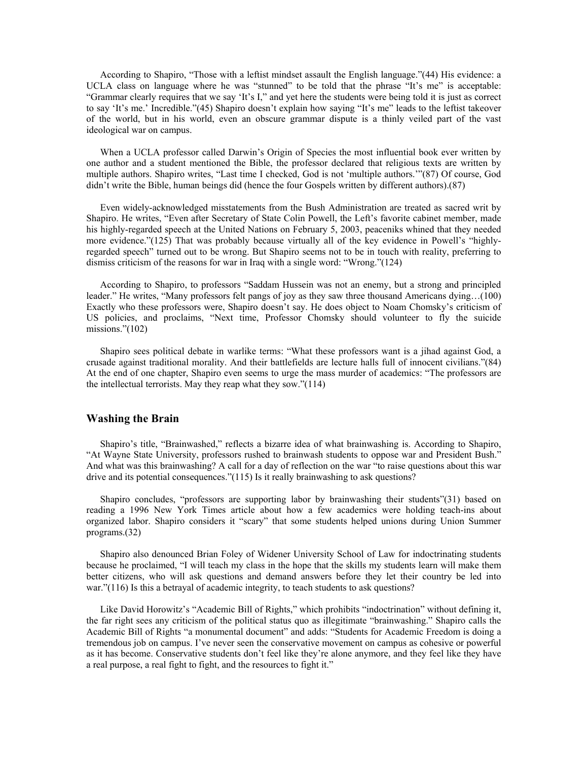According to Shapiro, "Those with a leftist mindset assault the English language."(44) His evidence: a UCLA class on language where he was "stunned" to be told that the phrase "It's me" is acceptable: "Grammar clearly requires that we say 'It's I,' and yet here the students were being told it is just as correct to say 'It's me.' Incredible."(45) Shapiro doesn't explain how saying "It's me" leads to the leftist takeover of the world, but in his world, even an obscure grammar dispute is a thinly veiled part of the vast ideological war on campus.

When a UCLA professor called Darwin's Origin of Species the most influential book ever written by one author and a student mentioned the Bible, the professor declared that religious texts are written by multiple authors. Shapiro writes, "Last time I checked, God is not 'multiple authors.'"(87) Of course, God didn't write the Bible, human beings did (hence the four Gospels written by different authors).(87)

Even widely-acknowledged misstatements from the Bush Administration are treated as sacred writ by Shapiro. He writes, "Even after Secretary of State Colin Powell, the Left's favorite cabinet member, made his highly-regarded speech at the United Nations on February 5, 2003, peaceniks whined that they needed more evidence."(125) That was probably because virtually all of the key evidence in Powell's "highly-regarded speech" turned out to be wrong. But Shapiro seems not to be in touch with reality, preferring to dismiss criticism of the reasons for war in Iraq with a single word: "Wrong."(124)

According to Shapiro, to professors "Saddam Hussein was not an enemy, but a strong and principled leader." He writes, "Many professors felt pangs of joy as they saw three thousand Americans dying…(100) Exactly who these professors were, Shapiro doesn't say. He does object to Noam Chomsky's criticism of US policies, and proclaims, "Next time, Professor Chomsky should volunteer to fly the suicide missions."(102)

Shapiro sees political debate in warlike terms: "What these professors want is a jihad against God, a crusade against traditional morality. And their battlefields are lecture halls full of innocent civilians."(84) At the end of one chapter, Shapiro even seems to urge the mass murder of academics: "The professors are the intellectual terrorists. May they reap what they sow."(114)

## Washing the Brain

Shapiro's title, "Brainwashed," reflects a bizarre idea of what brainwashing is. According to Shapiro, "At Wayne State University, professors rushed to brainwash students to oppose war and President Bush." And what was this brainwashing? A call for a day of reflection on the war "to raise questions about this war drive and its potential consequences."(115) Is it really brainwashing to ask questions?

Shapiro concludes, "professors are supporting labor by brainwashing their students"(31) based on reading a 1996 New York Times article about how a few academics were holding teach-ins about organized labor. Shapiro considers it "scary" that some students helped unions during Union Summer programs.(32)

Shapiro also denounced Brian Foley of Widener University School of Law for indoctrinating students because he proclaimed, "I will teach my class in the hope that the skills my students learn will make them better citizens, who will ask questions and demand answers before they let their country be led into war."(116) Is this a betrayal of academic integrity, to teach students to ask questions?

Like David Horowitz's "Academic Bill of Rights," which prohibits "indoctrination" without defining it, the far right sees any criticism of the political status quo as illegitimate "brainwashing." Shapiro calls the Academic Bill of Rights "a monumental document" and adds: "Students for Academic Freedom is doing a tremendous job on campus. I've never seen the conservative movement on campus as cohesive or powerful as it has become. Conservative students don't feel like they're alone anymore, and they feel like they have a real purpose, a real fight to fight, and the resources to fight it."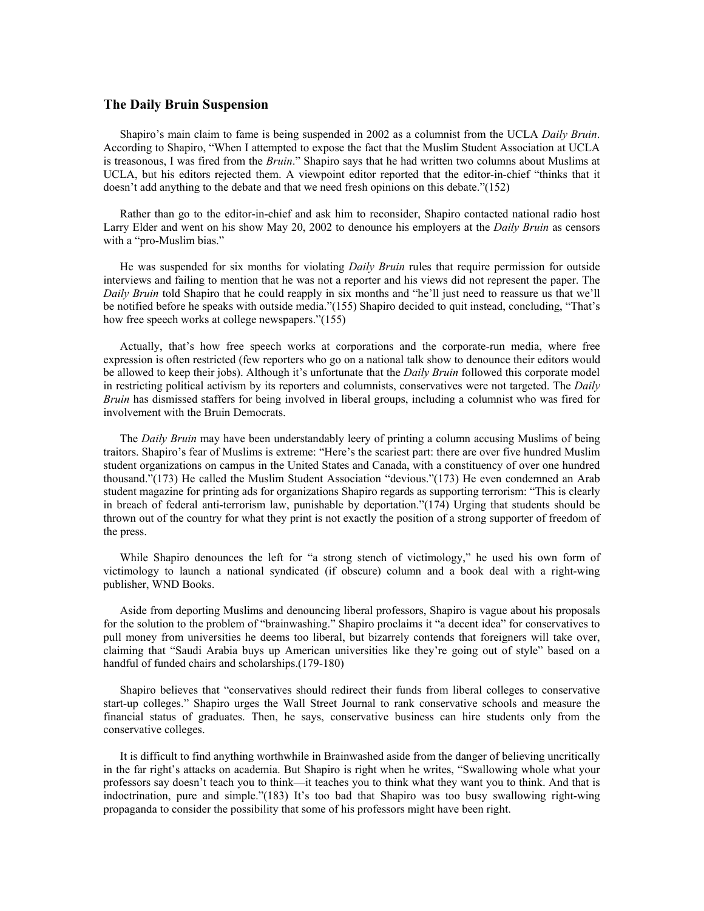## The Daily Bruin Suspension

Shapiro's main claim to fame is being suspended in 2002 as a columnist from the UCLA *Daily Bruin*. According to Shapiro, "When I attempted to expose the fact that the Muslim Student Association at UCLA is treasonous, I was fired from the *Bruin*." Shapiro says that he had written two columns about Muslims at UCLA, but his editors rejected them. A viewpoint editor reported that the editor-in-chief "thinks that it doesn't add anything to the debate and that we need fresh opinions on this debate."(152)

Rather than go to the editor-in-chief and ask him to reconsider, Shapiro contacted national radio host Larry Elder and went on his show May 20, 2002 to denounce his employers at the *Daily Bruin* as censors with a "pro-Muslim bias."

He was suspended for six months for violating *Daily Bruin* rules that require permission for outside interviews and failing to mention that he was not a reporter and his views did not represent the paper. The *Daily Bruin* told Shapiro that he could reapply in six months and "he'll just need to reassure us that we'll be notified before he speaks with outside media."(155) Shapiro decided to quit instead, concluding, "That's how free speech works at college newspapers."(155)

Actually, that's how free speech works at corporations and the corporate-run media, where free expression is often restricted (few reporters who go on a national talk show to denounce their editors would be allowed to keep their jobs). Although it's unfortunate that the *Daily Bruin* followed this corporate model in restricting political activism by its reporters and columnists, conservatives were not targeted. The *Daily Bruin* has dismissed staffers for being involved in liberal groups, including a columnist who was fired for involvement with the Bruin Democrats.

The *Daily Bruin* may have been understandably leery of printing a column accusing Muslims of being traitors. Shapiro's fear of Muslims is extreme: "Here's the scariest part: there are over five hundred Muslim student organizations on campus in the United States and Canada, with a constituency of over one hundred thousand."(173) He called the Muslim Student Association "devious."(173) He even condemned an Arab student magazine for printing ads for organizations Shapiro regards as supporting terrorism: "This is clearly in breach of federal anti-terrorism law, punishable by deportation."(174) Urging that students should be thrown out of the country for what they print is not exactly the position of a strong supporter of freedom of the press.

While Shapiro denounces the left for "a strong stench of victimology," he used his own form of victimology to launch a national syndicated (if obscure) column and a book deal with a right-wing publisher, WND Books.

Aside from deporting Muslims and denouncing liberal professors, Shapiro is vague about his proposals for the solution to the problem of "brainwashing." Shapiro proclaims it "a decent idea" for conservatives to pull money from universities he deems too liberal, but bizarrely contends that foreigners will take over, claiming that "Saudi Arabia buys up American universities like they're going out of style" based on a handful of funded chairs and scholarships.(179-180)

Shapiro believes that "conservatives should redirect their funds from liberal colleges to conservative start-up colleges." Shapiro urges the Wall Street Journal to rank conservative schools and measure the financial status of graduates. Then, he says, conservative business can hire students only from the conservative colleges.

It is difficult to find anything worthwhile in Brainwashed aside from the danger of believing uncritically in the far right's attacks on academia. But Shapiro is right when he writes, "Swallowing whole what your professors say doesn't teach you to think—it teaches you to think what they want you to think. And that is indoctrination, pure and simple."(183) It's too bad that Shapiro was too busy swallowing right-wing propaganda to consider the possibility that some of his professors might have been right.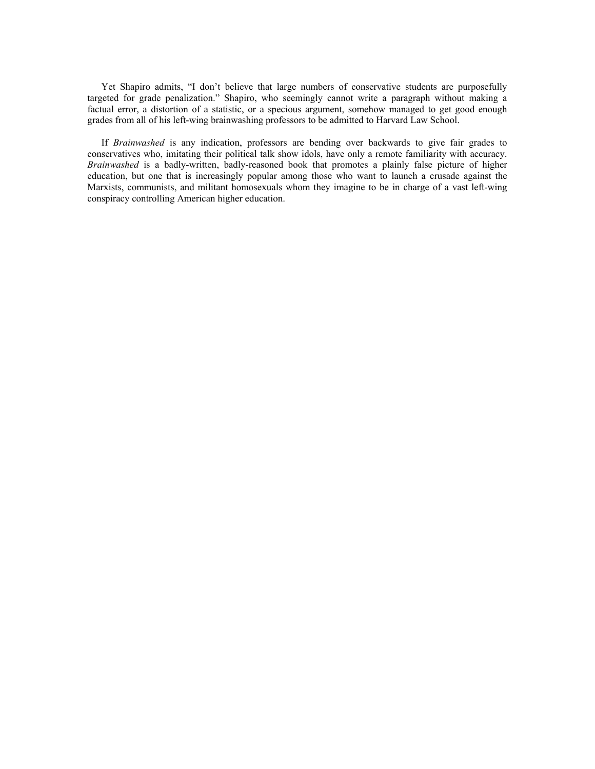Yet Shapiro admits, "I don't believe that large numbers of conservative students are purposefully targeted for grade penalization." Shapiro, who seemingly cannot write a paragraph without making a factual error, a distortion of a statistic, or a specious argument, somehow managed to get good enough grades from all of his left-wing brainwashing professors to be admitted to Harvard Law School.

If *Brainwashed* is any indication, professors are bending over backwards to give fair grades to conservatives who, imitating their political talk show idols, have only a remote familiarity with accuracy. *Brainwashed* is a badly-written, badly-reasoned book that promotes a plainly false picture of higher education, but one that is increasingly popular among those who want to launch a crusade against the Marxists, communists, and militant homosexuals whom they imagine to be in charge of a vast left-wing conspiracy controlling American higher education.